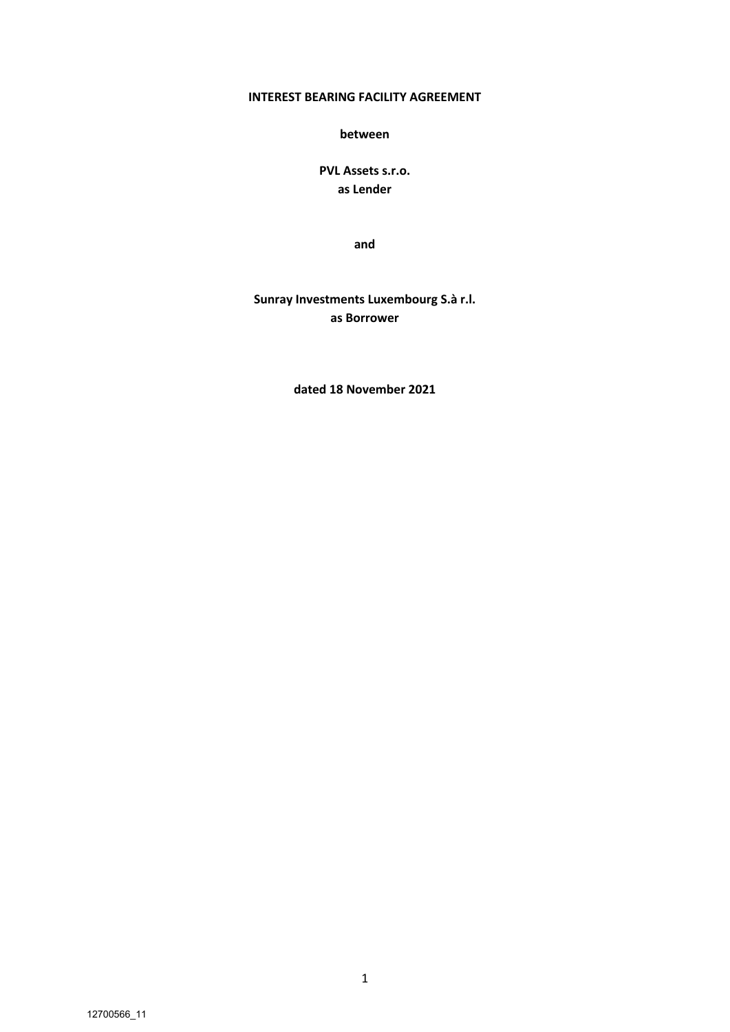**INTEREST BEARING FACILITY AGREEMENT**

**between**

**PVL Assets s.r.o.**
**as Lender**

**and**

**Sunray Investments Luxembourg S.à r.l.**
**as Borrower**

**dated 18 November 2021**

12700566_11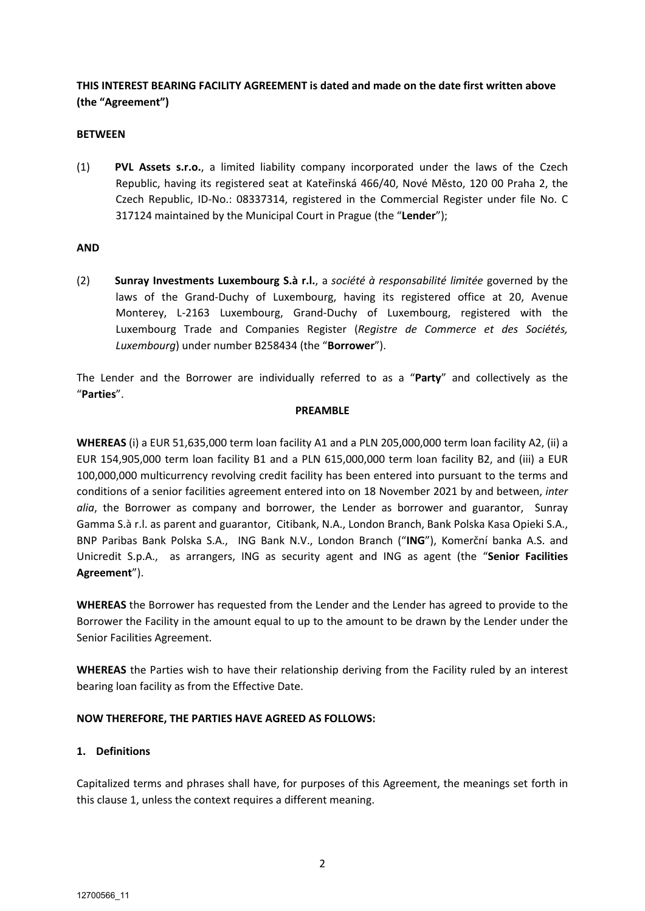**THIS INTEREST BEARING FACILITY AGREEMENT is dated and made on the date first written above (the "Agreement")**

**BETWEEN**

(1) **PVL Assets s.r.o.**, a limited liability company incorporated under the laws of the Czech Republic, having its registered seat at Kateřinská 466/40, Nové Město, 120 00 Praha 2, the Czech Republic, ID-No.: 08337314, registered in the Commercial Register under file No. C 317124 maintained by the Municipal Court in Prague (the "**Lender**");

**AND**

(2) **Sunray Investments Luxembourg S.à r.l.**, a *société à responsabilité limitée* governed by the laws of the Grand-Duchy of Luxembourg, having its registered office at 20, Avenue Monterey, L-2163 Luxembourg, Grand-Duchy of Luxembourg, registered with the Luxembourg Trade and Companies Register (*Registre de Commerce et des Sociétés, Luxembourg*) under number B258434 (the "**Borrower**").

The Lender and the Borrower are individually referred to as a "**Party**" and collectively as the "**Parties**".

**PREAMBLE**

**WHEREAS** (i) a EUR 51,635,000 term loan facility A1 and a PLN 205,000,000 term loan facility A2, (ii) a EUR 154,905,000 term loan facility B1 and a PLN 615,000,000 term loan facility B2, and (iii) a EUR 100,000,000 multicurrency revolving credit facility has been entered into pursuant to the terms and conditions of a senior facilities agreement entered into on 18 November 2021 by and between, *inter alia*, the Borrower as company and borrower, the Lender as borrower and guarantor, Sunray Gamma S.à r.l. as parent and guarantor, Citibank, N.A., London Branch, Bank Polska Kasa Opieki S.A., BNP Paribas Bank Polska S.A., ING Bank N.V., London Branch ("**ING**"), Komerční banka A.S. and Unicredit S.p.A., as arrangers, ING as security agent and ING as agent (the "**Senior Facilities Agreement**").

**WHEREAS** the Borrower has requested from the Lender and the Lender has agreed to provide to the Borrower the Facility in the amount equal to up to the amount to be drawn by the Lender under the Senior Facilities Agreement.

**WHEREAS** the Parties wish to have their relationship deriving from the Facility ruled by an interest bearing loan facility as from the Effective Date.

**NOW THEREFORE, THE PARTIES HAVE AGREED AS FOLLOWS:**

## 1. Definitions

Capitalized terms and phrases shall have, for purposes of this Agreement, the meanings set forth in this clause 1, unless the context requires a different meaning.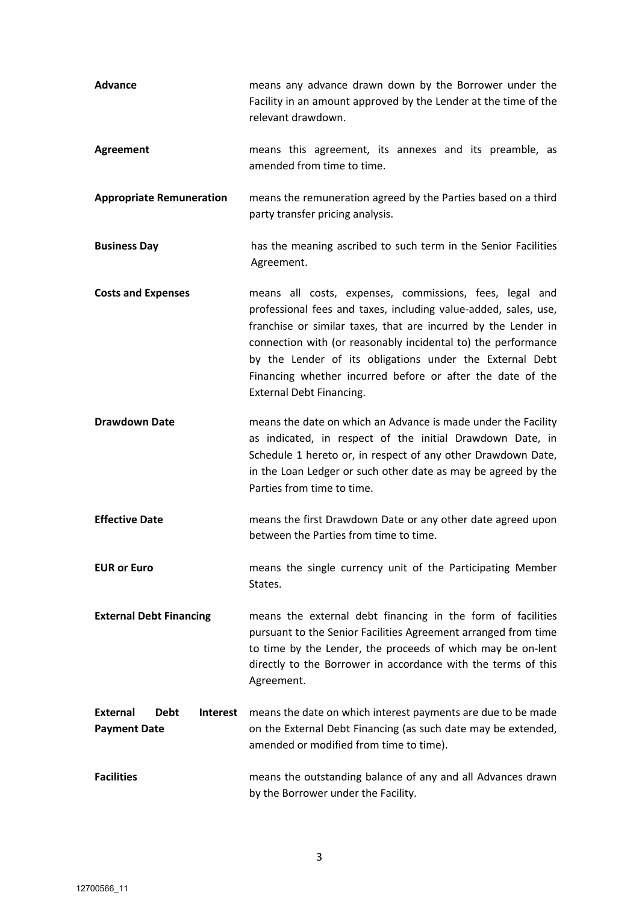**Advance** means any advance drawn down by the Borrower under the Facility in an amount approved by the Lender at the time of the relevant drawdown.

**Agreement** means this agreement, its annexes and its preamble, as amended from time to time.

**Appropriate Remuneration** means the remuneration agreed by the Parties based on a third party transfer pricing analysis.

**Business Day** has the meaning ascribed to such term in the Senior Facilities Agreement.

**Costs and Expenses** means all costs, expenses, commissions, fees, legal and professional fees and taxes, including value-added, sales, use, franchise or similar taxes, that are incurred by the Lender in connection with (or reasonably incidental to) the performance by the Lender of its obligations under the External Debt Financing whether incurred before or after the date of the External Debt Financing.

**Drawdown Date** means the date on which an Advance is made under the Facility as indicated, in respect of the initial Drawdown Date, in Schedule 1 hereto or, in respect of any other Drawdown Date, in the Loan Ledger or such other date as may be agreed by the Parties from time to time.

**Effective Date** means the first Drawdown Date or any other date agreed upon between the Parties from time to time.

**EUR or Euro** means the single currency unit of the Participating Member States.

**External Debt Financing** means the external debt financing in the form of facilities pursuant to the Senior Facilities Agreement arranged from time to time by the Lender, the proceeds of which may be on-lent directly to the Borrower in accordance with the terms of this Agreement.

**External Debt Interest Payment Date** means the date on which interest payments are due to be made on the External Debt Financing (as such date may be extended, amended or modified from time to time).

**Facilities** means the outstanding balance of any and all Advances drawn by the Borrower under the Facility.

12700566_11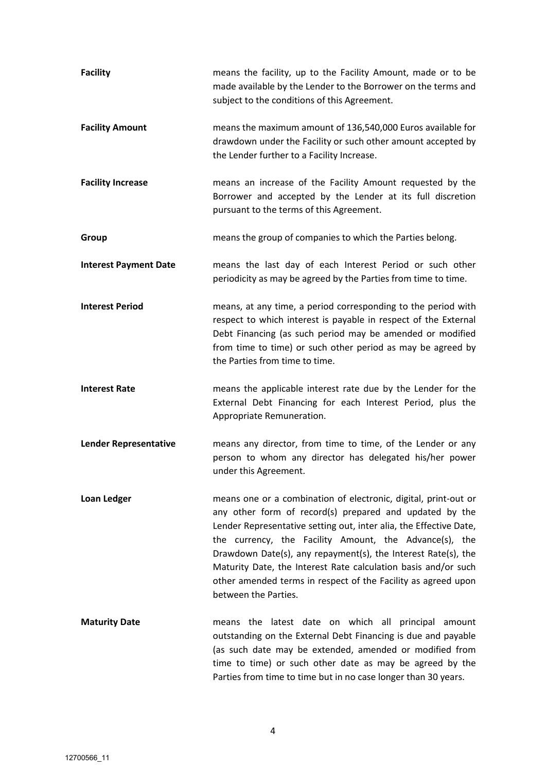**Facility** means the facility, up to the Facility Amount, made or to be made available by the Lender to the Borrower on the terms and subject to the conditions of this Agreement.

**Facility Amount** means the maximum amount of 136,540,000 Euros available for drawdown under the Facility or such other amount accepted by the Lender further to a Facility Increase.

**Facility Increase** means an increase of the Facility Amount requested by the Borrower and accepted by the Lender at its full discretion pursuant to the terms of this Agreement.

**Group** means the group of companies to which the Parties belong.

**Interest Payment Date** means the last day of each Interest Period or such other periodicity as may be agreed by the Parties from time to time.

**Interest Period** means, at any time, a period corresponding to the period with respect to which interest is payable in respect of the External Debt Financing (as such period may be amended or modified from time to time) or such other period as may be agreed by the Parties from time to time.

**Interest Rate** means the applicable interest rate due by the Lender for the External Debt Financing for each Interest Period, plus the Appropriate Remuneration.

**Lender Representative** means any director, from time to time, of the Lender or any person to whom any director has delegated his/her power under this Agreement.

**Loan Ledger** means one or a combination of electronic, digital, print-out or any other form of record(s) prepared and updated by the Lender Representative setting out, inter alia, the Effective Date, the currency, the Facility Amount, the Advance(s), the Drawdown Date(s), any repayment(s), the Interest Rate(s), the Maturity Date, the Interest Rate calculation basis and/or such other amended terms in respect of the Facility as agreed upon between the Parties.

**Maturity Date** means the latest date on which all principal amount outstanding on the External Debt Financing is due and payable (as such date may be extended, amended or modified from time to time) or such other date as may be agreed by the Parties from time to time but in no case longer than 30 years.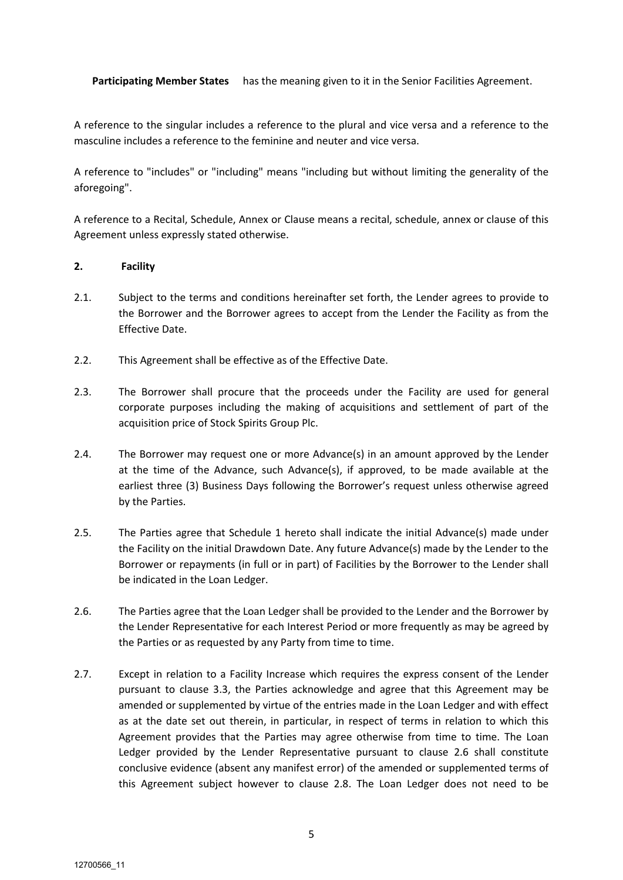**Participating Member States** has the meaning given to it in the Senior Facilities Agreement.

A reference to the singular includes a reference to the plural and vice versa and a reference to the masculine includes a reference to the feminine and neuter and vice versa.

A reference to "includes" or "including" means "including but without limiting the generality of the aforegoing".

A reference to a Recital, Schedule, Annex or Clause means a recital, schedule, annex or clause of this Agreement unless expressly stated otherwise.

## 2. Facility

2.1. Subject to the terms and conditions hereinafter set forth, the Lender agrees to provide to the Borrower and the Borrower agrees to accept from the Lender the Facility as from the Effective Date.

2.2. This Agreement shall be effective as of the Effective Date.

2.3. The Borrower shall procure that the proceeds under the Facility are used for general corporate purposes including the making of acquisitions and settlement of part of the acquisition price of Stock Spirits Group Plc.

2.4. The Borrower may request one or more Advance(s) in an amount approved by the Lender at the time of the Advance, such Advance(s), if approved, to be made available at the earliest three (3) Business Days following the Borrower's request unless otherwise agreed by the Parties.

2.5. The Parties agree that Schedule 1 hereto shall indicate the initial Advance(s) made under the Facility on the initial Drawdown Date. Any future Advance(s) made by the Lender to the Borrower or repayments (in full or in part) of Facilities by the Borrower to the Lender shall be indicated in the Loan Ledger.

2.6. The Parties agree that the Loan Ledger shall be provided to the Lender and the Borrower by the Lender Representative for each Interest Period or more frequently as may be agreed by the Parties or as requested by any Party from time to time.

2.7. Except in relation to a Facility Increase which requires the express consent of the Lender pursuant to clause 3.3, the Parties acknowledge and agree that this Agreement may be amended or supplemented by virtue of the entries made in the Loan Ledger and with effect as at the date set out therein, in particular, in respect of terms in relation to which this Agreement provides that the Parties may agree otherwise from time to time. The Loan Ledger provided by the Lender Representative pursuant to clause 2.6 shall constitute conclusive evidence (absent any manifest error) of the amended or supplemented terms of this Agreement subject however to clause 2.8. The Loan Ledger does not need to be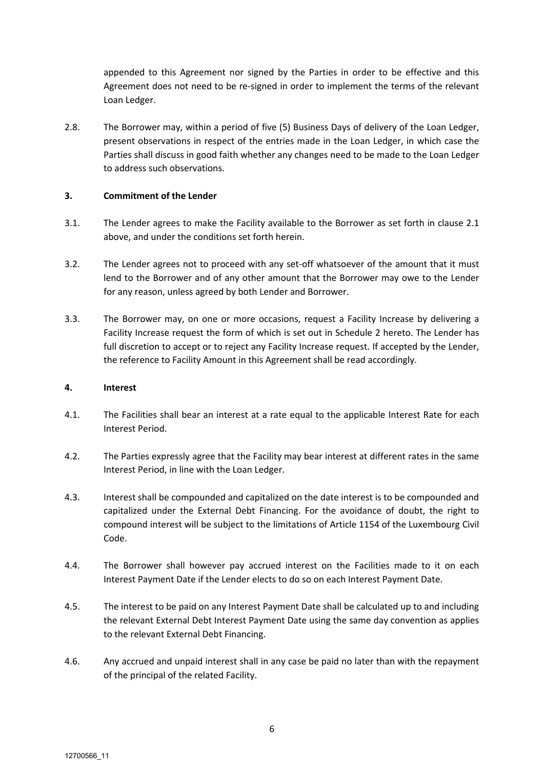appended to this Agreement nor signed by the Parties in order to be effective and this Agreement does not need to be re-signed in order to implement the terms of the relevant Loan Ledger.

2.8. The Borrower may, within a period of five (5) Business Days of delivery of the Loan Ledger, present observations in respect of the entries made in the Loan Ledger, in which case the Parties shall discuss in good faith whether any changes need to be made to the Loan Ledger to address such observations.

### 3. Commitment of the Lender

3.1. The Lender agrees to make the Facility available to the Borrower as set forth in clause 2.1 above, and under the conditions set forth herein.

3.2. The Lender agrees not to proceed with any set-off whatsoever of the amount that it must lend to the Borrower and of any other amount that the Borrower may owe to the Lender for any reason, unless agreed by both Lender and Borrower.

3.3. The Borrower may, on one or more occasions, request a Facility Increase by delivering a Facility Increase request the form of which is set out in Schedule 2 hereto. The Lender has full discretion to accept or to reject any Facility Increase request. If accepted by the Lender, the reference to Facility Amount in this Agreement shall be read accordingly.

### 4. Interest

4.1. The Facilities shall bear an interest at a rate equal to the applicable Interest Rate for each Interest Period.

4.2. The Parties expressly agree that the Facility may bear interest at different rates in the same Interest Period, in line with the Loan Ledger.

4.3. Interest shall be compounded and capitalized on the date interest is to be compounded and capitalized under the External Debt Financing. For the avoidance of doubt, the right to compound interest will be subject to the limitations of Article 1154 of the Luxembourg Civil Code.

4.4. The Borrower shall however pay accrued interest on the Facilities made to it on each Interest Payment Date if the Lender elects to do so on each Interest Payment Date.

4.5. The interest to be paid on any Interest Payment Date shall be calculated up to and including the relevant External Debt Interest Payment Date using the same day convention as applies to the relevant External Debt Financing.

4.6. Any accrued and unpaid interest shall in any case be paid no later than with the repayment of the principal of the related Facility.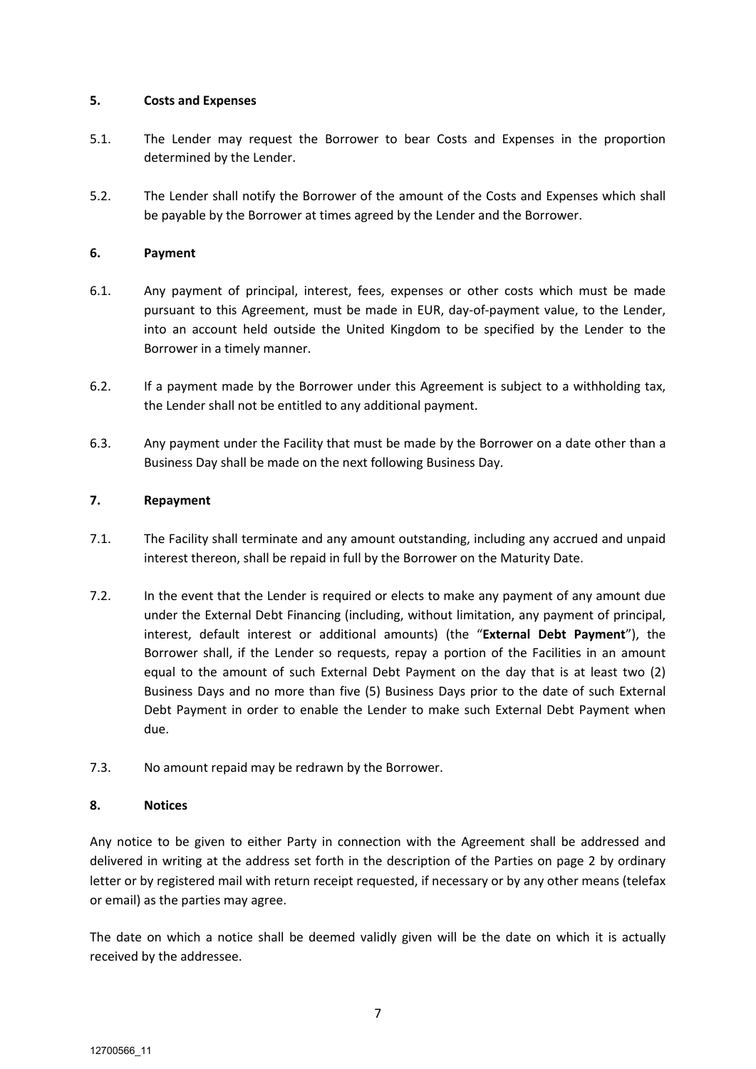## 5. Costs and Expenses

5.1. The Lender may request the Borrower to bear Costs and Expenses in the proportion determined by the Lender.

5.2. The Lender shall notify the Borrower of the amount of the Costs and Expenses which shall be payable by the Borrower at times agreed by the Lender and the Borrower.

## 6. Payment

6.1. Any payment of principal, interest, fees, expenses or other costs which must be made pursuant to this Agreement, must be made in EUR, day-of-payment value, to the Lender, into an account held outside the United Kingdom to be specified by the Lender to the Borrower in a timely manner.

6.2. If a payment made by the Borrower under this Agreement is subject to a withholding tax, the Lender shall not be entitled to any additional payment.

6.3. Any payment under the Facility that must be made by the Borrower on a date other than a Business Day shall be made on the next following Business Day.

## 7. Repayment

7.1. The Facility shall terminate and any amount outstanding, including any accrued and unpaid interest thereon, shall be repaid in full by the Borrower on the Maturity Date.

7.2. In the event that the Lender is required or elects to make any payment of any amount due under the External Debt Financing (including, without limitation, any payment of principal, interest, default interest or additional amounts) (the "**External Debt Payment**"), the Borrower shall, if the Lender so requests, repay a portion of the Facilities in an amount equal to the amount of such External Debt Payment on the day that is at least two (2) Business Days and no more than five (5) Business Days prior to the date of such External Debt Payment in order to enable the Lender to make such External Debt Payment when due.

7.3. No amount repaid may be redrawn by the Borrower.

## 8. Notices

Any notice to be given to either Party in connection with the Agreement shall be addressed and delivered in writing at the address set forth in the description of the Parties on page 2 by ordinary letter or by registered mail with return receipt requested, if necessary or by any other means (telefax or email) as the parties may agree.

The date on which a notice shall be deemed validly given will be the date on which it is actually received by the addressee.

12700566_11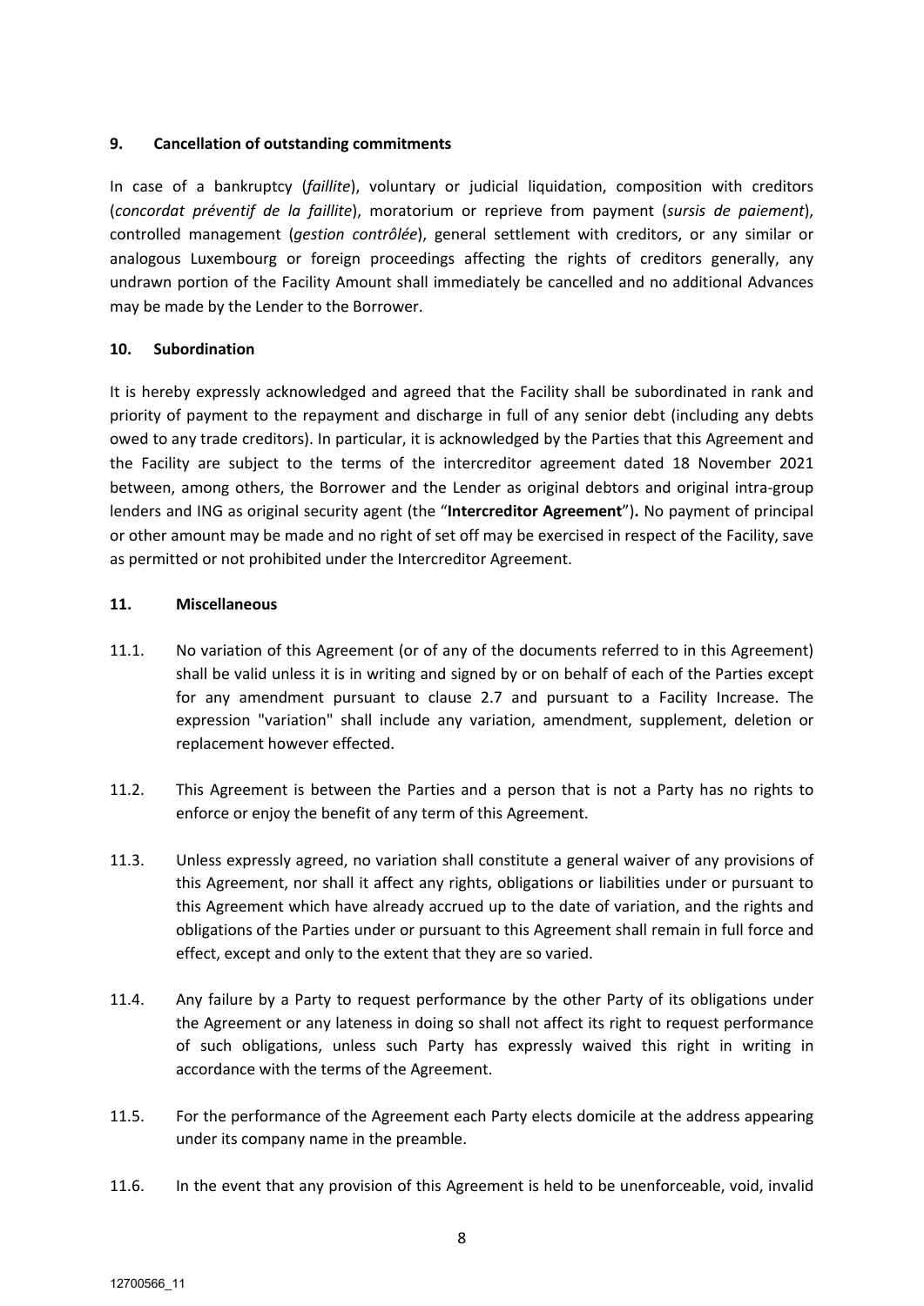## 9. Cancellation of outstanding commitments

In case of a bankruptcy (*faillite*), voluntary or judicial liquidation, composition with creditors (*concordat préventif de la faillite*), moratorium or reprieve from payment (*sursis de paiement*), controlled management (*gestion contrôlée*), general settlement with creditors, or any similar or analogous Luxembourg or foreign proceedings affecting the rights of creditors generally, any undrawn portion of the Facility Amount shall immediately be cancelled and no additional Advances may be made by the Lender to the Borrower.

## 10. Subordination

It is hereby expressly acknowledged and agreed that the Facility shall be subordinated in rank and priority of payment to the repayment and discharge in full of any senior debt (including any debts owed to any trade creditors). In particular, it is acknowledged by the Parties that this Agreement and the Facility are subject to the terms of the intercreditor agreement dated 18 November 2021 between, among others, the Borrower and the Lender as original debtors and original intra-group lenders and ING as original security agent (the "**Intercreditor Agreement**")**.** No payment of principal or other amount may be made and no right of set off may be exercised in respect of the Facility, save as permitted or not prohibited under the Intercreditor Agreement.

## 11. Miscellaneous

11.1. No variation of this Agreement (or of any of the documents referred to in this Agreement) shall be valid unless it is in writing and signed by or on behalf of each of the Parties except for any amendment pursuant to clause 2.7 and pursuant to a Facility Increase. The expression "variation" shall include any variation, amendment, supplement, deletion or replacement however effected.

11.2. This Agreement is between the Parties and a person that is not a Party has no rights to enforce or enjoy the benefit of any term of this Agreement.

11.3. Unless expressly agreed, no variation shall constitute a general waiver of any provisions of this Agreement, nor shall it affect any rights, obligations or liabilities under or pursuant to this Agreement which have already accrued up to the date of variation, and the rights and obligations of the Parties under or pursuant to this Agreement shall remain in full force and effect, except and only to the extent that they are so varied.

11.4. Any failure by a Party to request performance by the other Party of its obligations under the Agreement or any lateness in doing so shall not affect its right to request performance of such obligations, unless such Party has expressly waived this right in writing in accordance with the terms of the Agreement.

11.5. For the performance of the Agreement each Party elects domicile at the address appearing under its company name in the preamble.

11.6. In the event that any provision of this Agreement is held to be unenforceable, void, invalid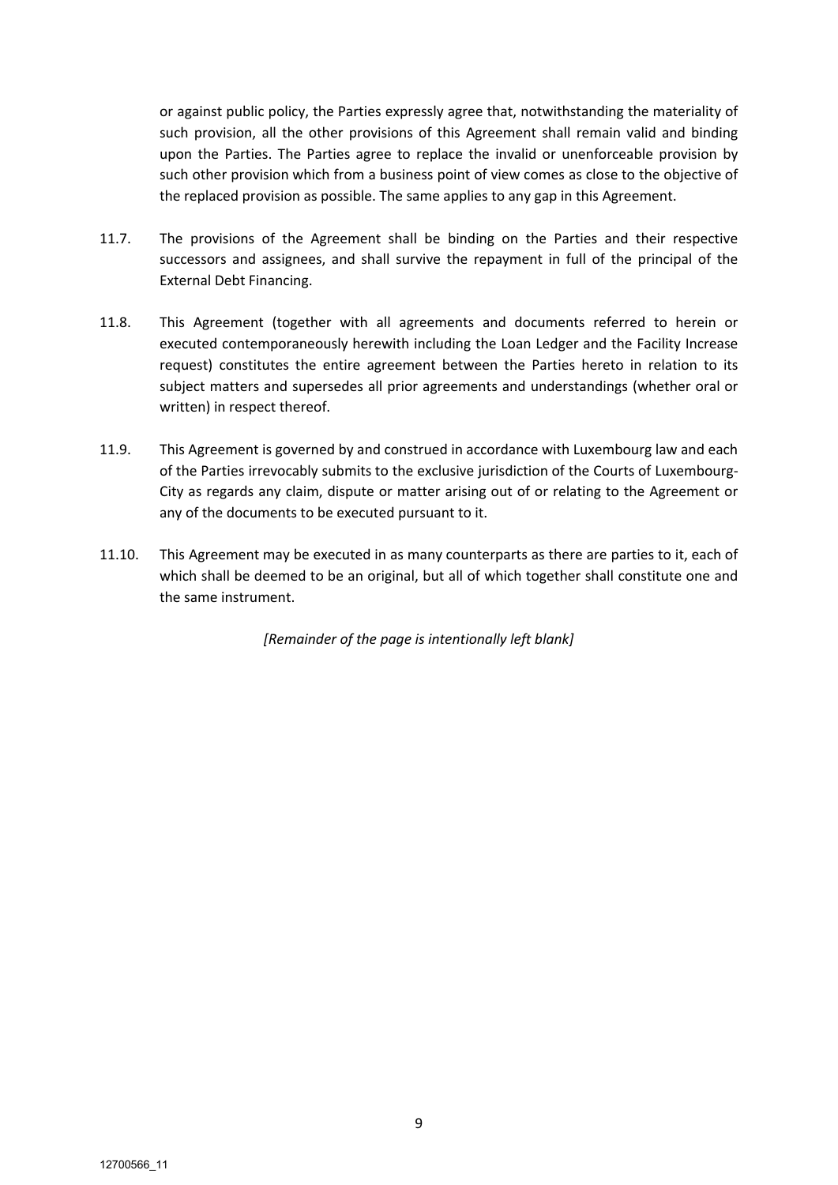or against public policy, the Parties expressly agree that, notwithstanding the materiality of such provision, all the other provisions of this Agreement shall remain valid and binding upon the Parties. The Parties agree to replace the invalid or unenforceable provision by such other provision which from a business point of view comes as close to the objective of the replaced provision as possible. The same applies to any gap in this Agreement.

11.7. The provisions of the Agreement shall be binding on the Parties and their respective successors and assignees, and shall survive the repayment in full of the principal of the External Debt Financing.

11.8. This Agreement (together with all agreements and documents referred to herein or executed contemporaneously herewith including the Loan Ledger and the Facility Increase request) constitutes the entire agreement between the Parties hereto in relation to its subject matters and supersedes all prior agreements and understandings (whether oral or written) in respect thereof.

11.9. This Agreement is governed by and construed in accordance with Luxembourg law and each of the Parties irrevocably submits to the exclusive jurisdiction of the Courts of Luxembourg-City as regards any claim, dispute or matter arising out of or relating to the Agreement or any of the documents to be executed pursuant to it.

11.10. This Agreement may be executed in as many counterparts as there are parties to it, each of which shall be deemed to be an original, but all of which together shall constitute one and the same instrument.

*[Remainder of the page is intentionally left blank]*

12700566_11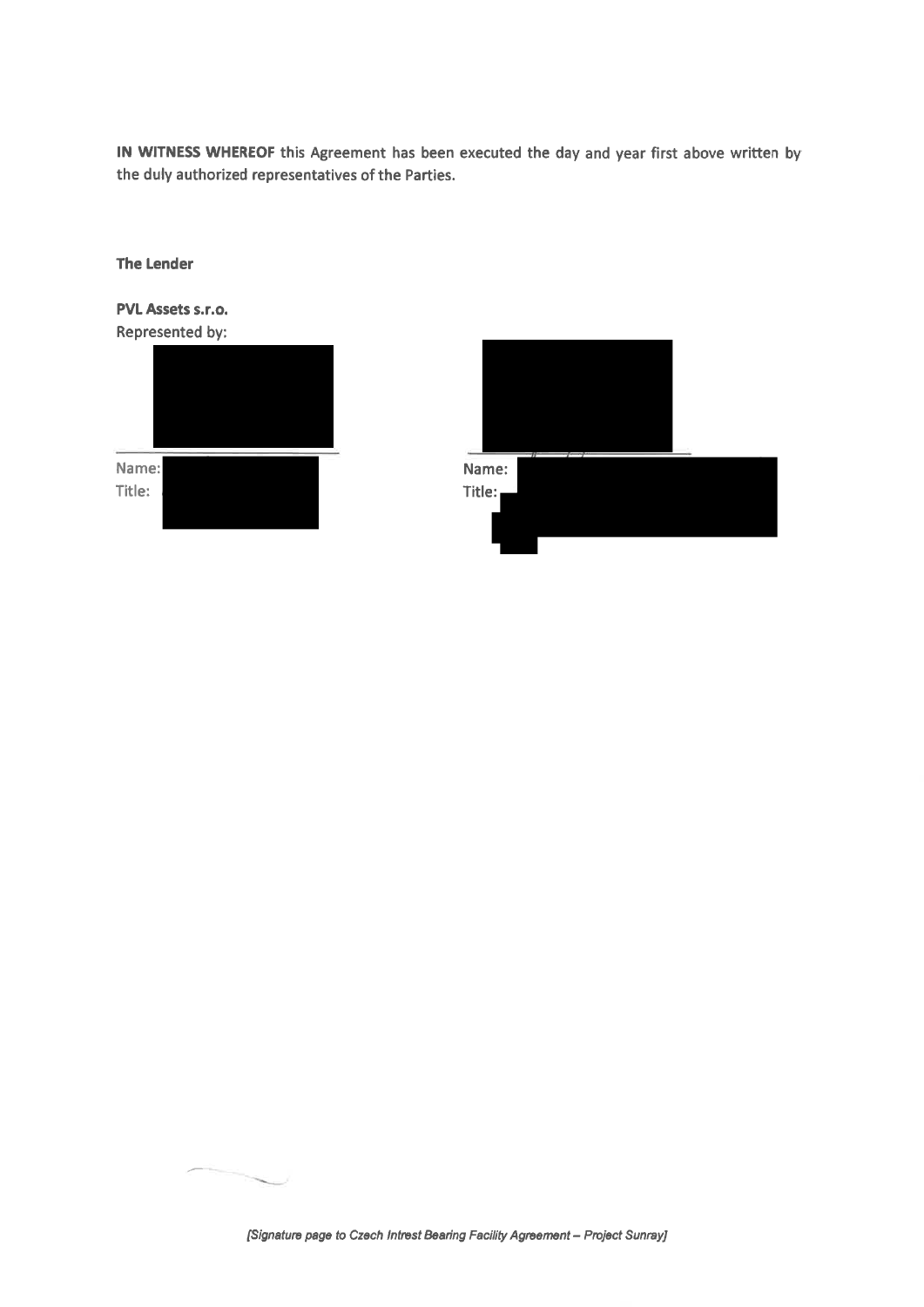**IN WITNESS WHEREOF** this Agreement has been executed the day and year first above written by the duly authorized representatives of the Parties.

**The Lender**

**PVL Assets s.r.o.**
Represented by:

| | |
|---|---|
| Name: | Name: |
| Title: | Title: |

*[Signature page to Czech Intrest Bearing Facility Agreement – Project Sunray]*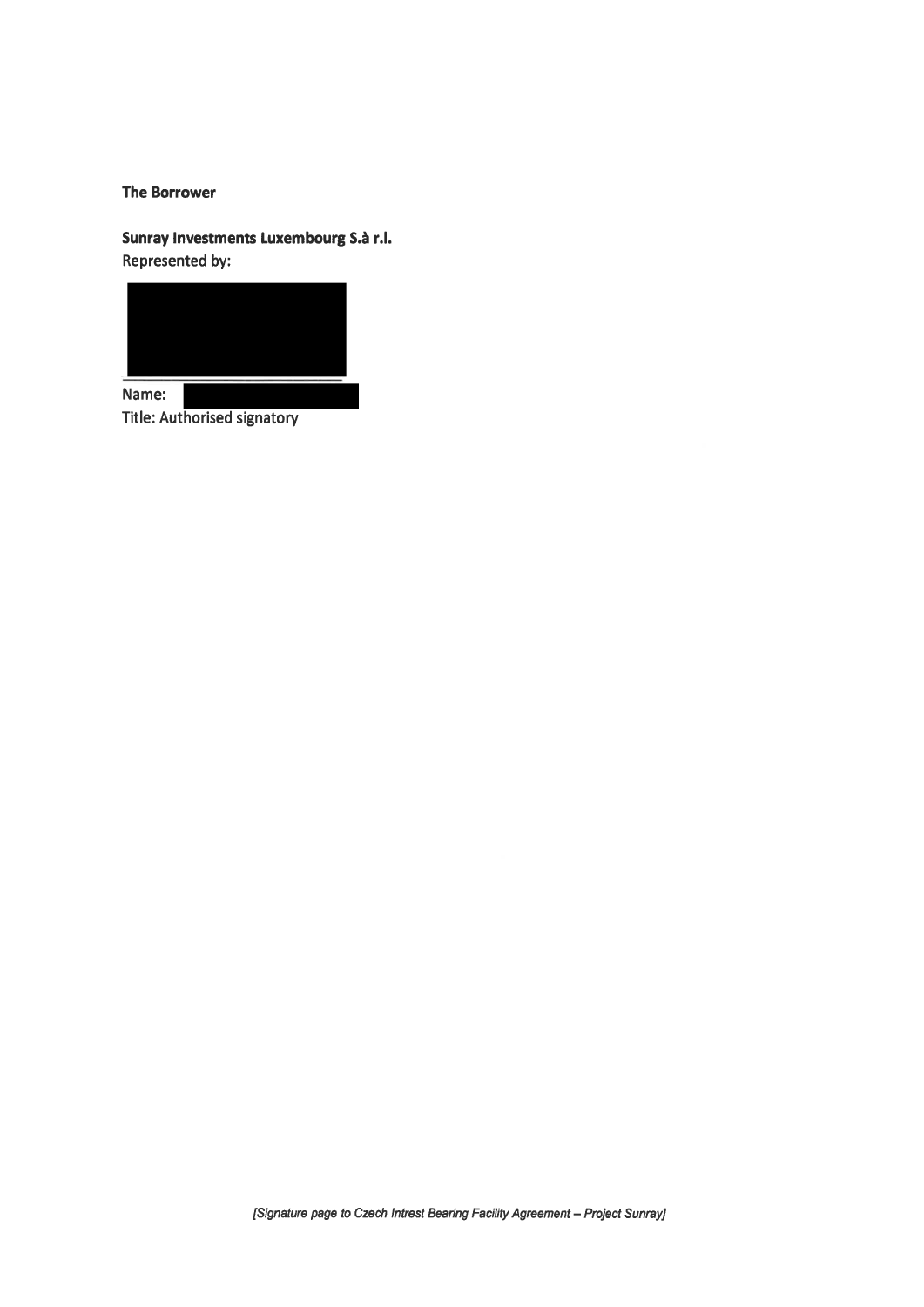**The Borrower**

**Sunray Investments Luxembourg S.à r.l.**

Represented by:

\_\_\_\_\_\_\_\_\_\_\_\_\_\_\_\_\_\_\_\_\_\_\_\_\_\_\_\_

Name:

Title: Authorised signatory

*[Signature page to Czech Intrest Bearing Facility Agreement – Project Sunray]*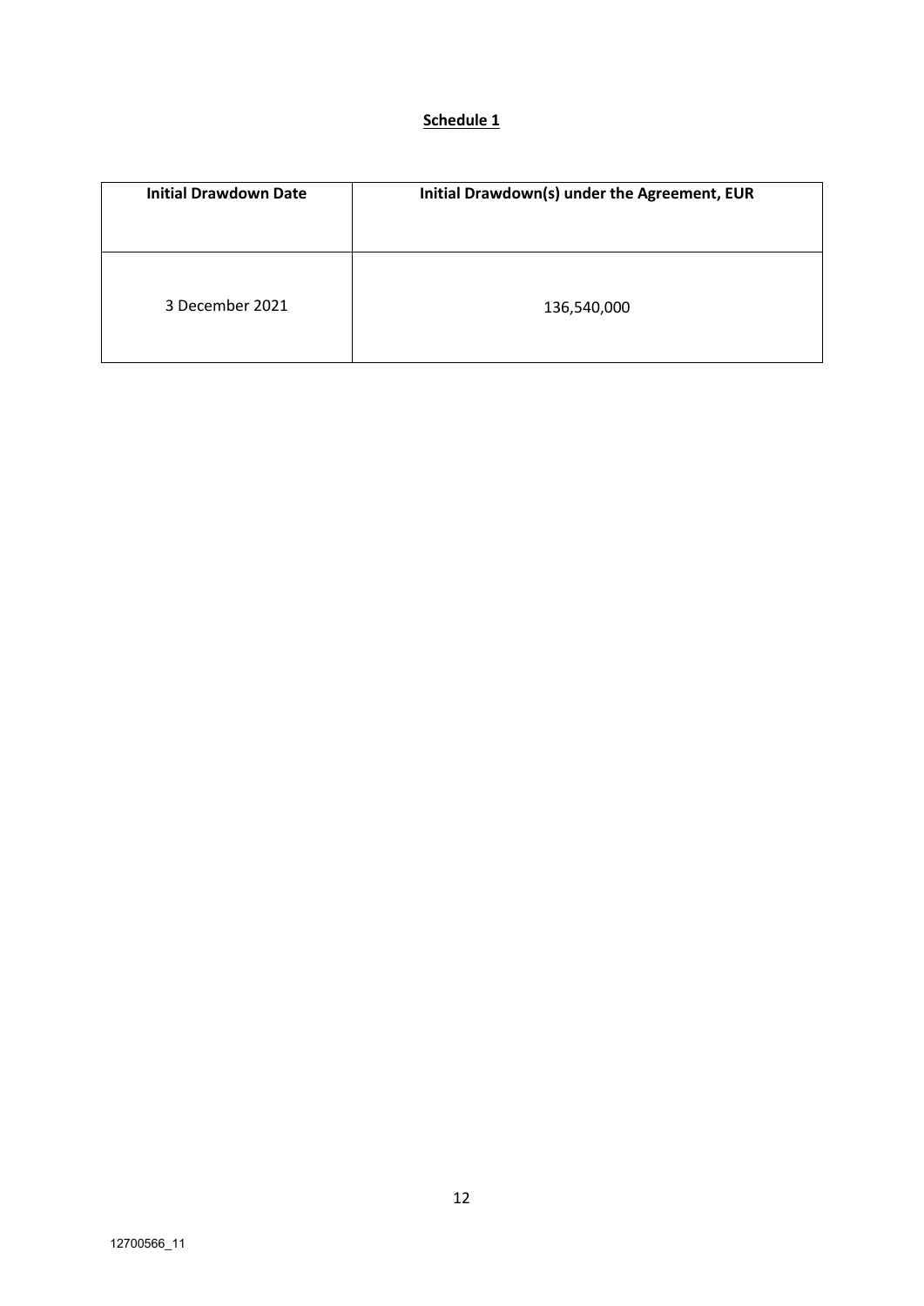**Schedule 1**

| **Initial Drawdown Date** | **Initial Drawdown(s) under the Agreement, EUR** |
| --- | --- |
| 3 December 2021 | 136,540,000 |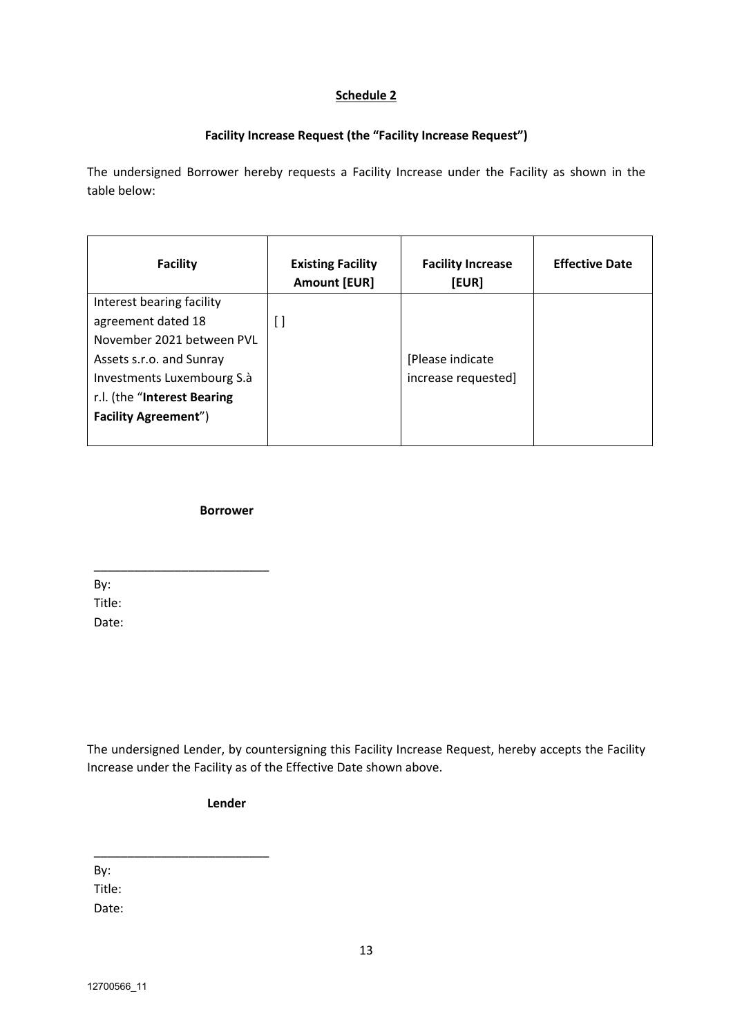## Schedule 2

### Facility Increase Request (the "Facility Increase Request")

The undersigned Borrower hereby requests a Facility Increase under the Facility as shown in the table below:

| Facility | Existing Facility Amount [EUR] | Facility Increase [EUR] | Effective Date |
|---|---|---|---|
| Interest bearing facility agreement dated 18 November 2021 between PVL Assets s.r.o. and Sunray Investments Luxembourg S.à r.l. (the "**Interest Bearing Facility Agreement**") | [ ] | [Please indicate increase requested] | |

**Borrower**

\_\_\_\_\_\_\_\_\_\_\_\_\_\_\_\_\_\_\_\_\_\_\_\_\_\_

By:

Title:

Date:

The undersigned Lender, by countersigning this Facility Increase Request, hereby accepts the Facility Increase under the Facility as of the Effective Date shown above.

**Lender**

\_\_\_\_\_\_\_\_\_\_\_\_\_\_\_\_\_\_\_\_\_\_\_\_\_\_

By:

Title:

Date:

12700566_11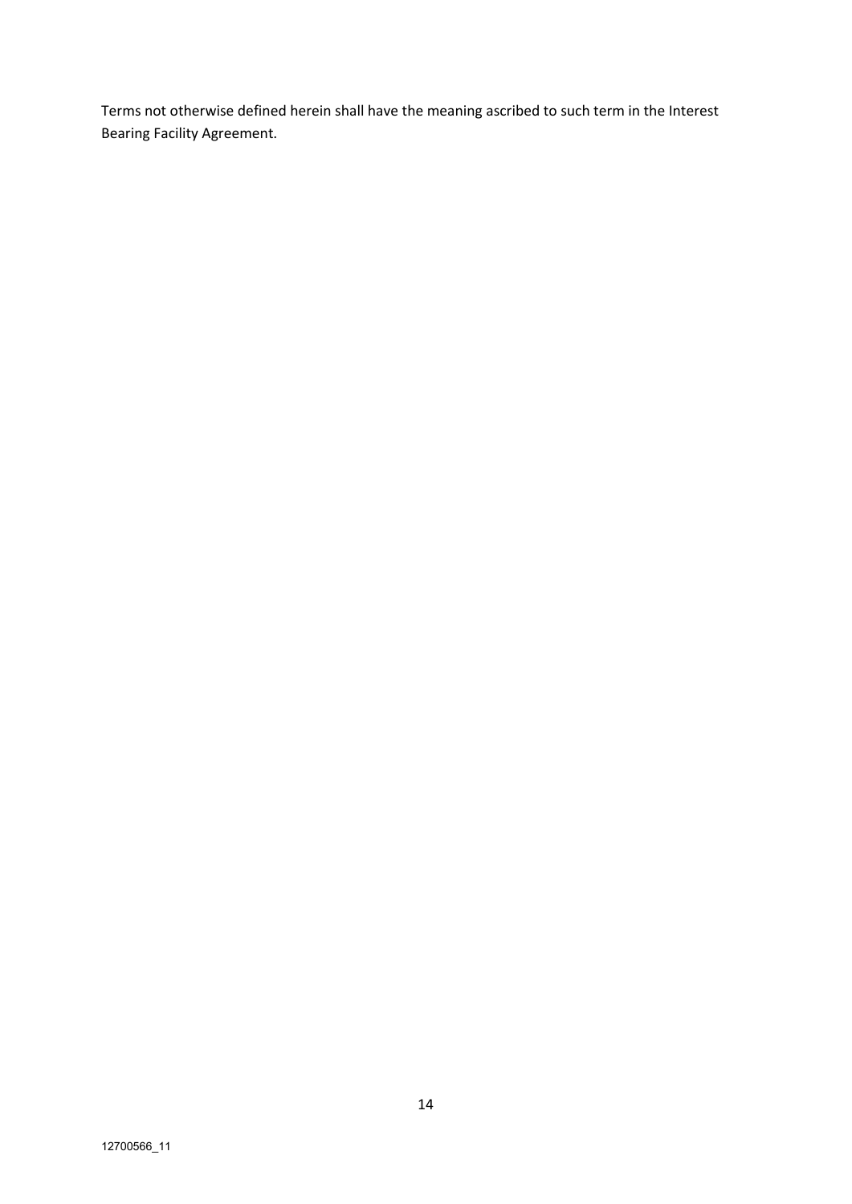Terms not otherwise defined herein shall have the meaning ascribed to such term in the Interest Bearing Facility Agreement.